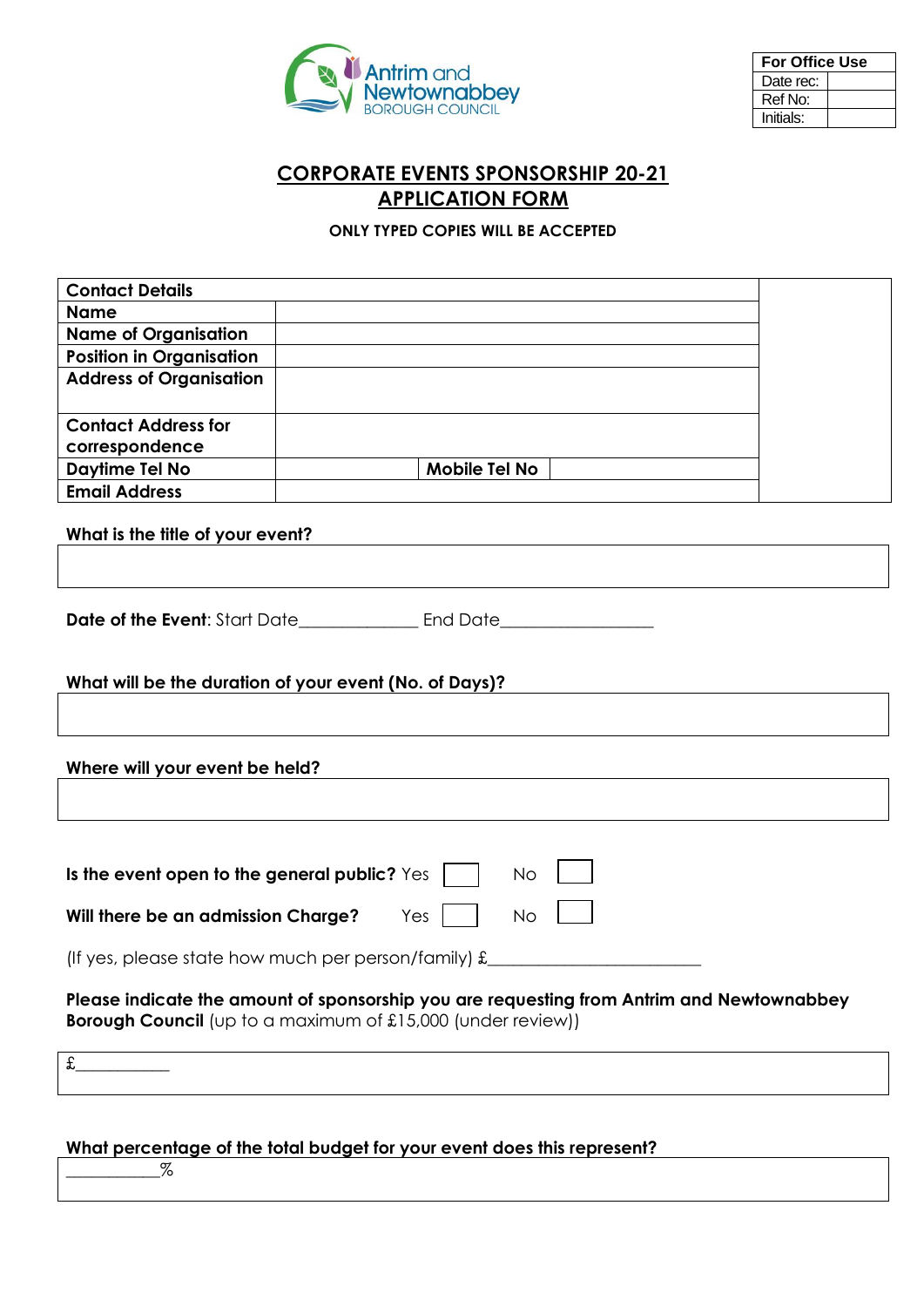Antrim and Newtownabbey BOROUGH COUNCIL

| For Office Use | |
|---|---|
| Date rec: | |
| Ref No: | |
| Initials: | |

# CORPORATE EVENTS SPONSORSHIP 20-21 APPLICATION FORM

**ONLY TYPED COPIES WILL BE ACCEPTED**

| Contact Details | | | |
|---|---|---|---|
| **Name** | | | |
| **Name of Organisation** | | | |
| **Position in Organisation** | | | |
| **Address of Organisation** | | | |
| **Contact Address for correspondence** | | | |
| **Daytime Tel No** | | **Mobile Tel No** | |
| **Email Address** | | | |

**What is the title of your event?**

**Date of the Event**: Start Date_____________ End Date_________________

**What will be the duration of your event (No. of Days)?**

**Where will your event be held?**

**Is the event open to the general public?** Yes ☐ No ☐

**Will there be an admission Charge?** Yes ☐ No ☐

(If yes, please state how much per person/family) £_______________________

**Please indicate the amount of sponsorship you are requesting from Antrim and Newtownabbey Borough Council** (up to a maximum of £15,000 (under review))

£___________

**What percentage of the total budget for your event does this represent?**

___________%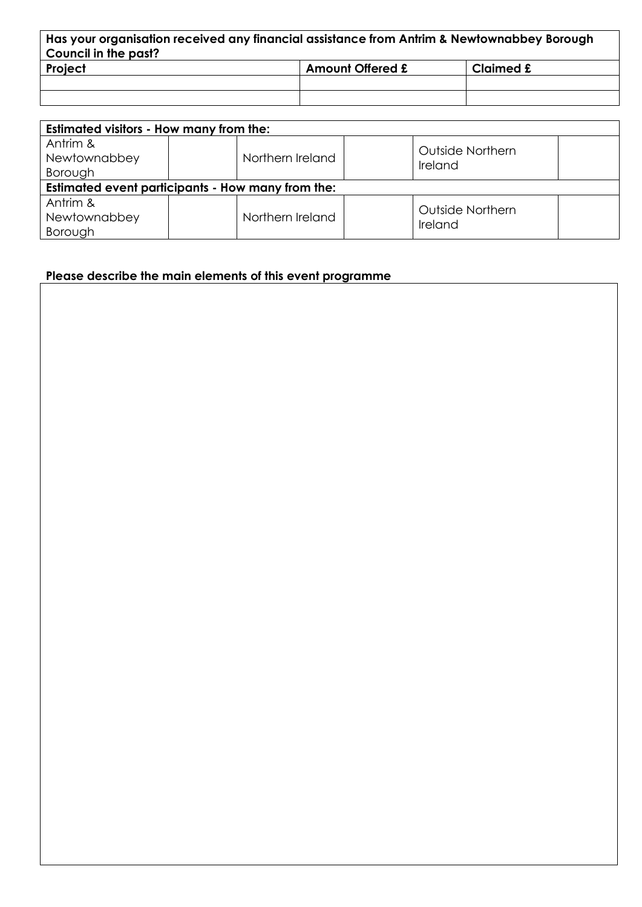| **Has your organisation received any financial assistance from Antrim & Newtownabbey Borough Council in the past?** | | |
|---|---|---|
| **Project** | **Amount Offered £** | **Claimed £** |
| | | |
| | | |

| **Estimated visitors - How many from the:** | | | | | |
|---|---|---|---|---|---|
| Antrim & Newtownabbey Borough | | Northern Ireland | | Outside Northern Ireland | |
| **Estimated event participants - How many from the:** | | | | | |
| Antrim & Newtownabbey Borough | | Northern Ireland | | Outside Northern Ireland | |

**Please describe the main elements of this event programme**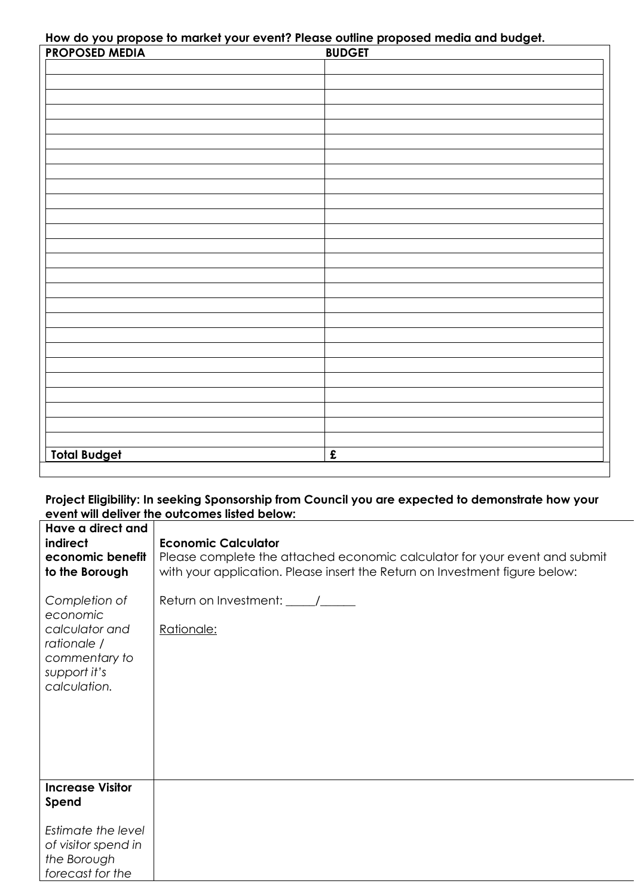**How do you propose to market your event? Please outline proposed media and budget.**

| PROPOSED MEDIA | BUDGET |
|---|---|
| | |
| | |
| | |
| | |
| | |
| | |
| | |
| | |
| | |
| | |
| | |
| | |
| | |
| | |
| | |
| | |
| | |
| | |
| | |
| | |
| | |
| | |
| | |
| | |
| | |
| | |
| **Total Budget** | **£** |

**Project Eligibility: In seeking Sponsorship from Council you are expected to demonstrate how your event will deliver the outcomes listed below:**

| | |
|---|---|
| **Have a direct and indirect economic benefit to the Borough**<br><br>*Completion of economic calculator and rationale / commentary to support it's calculation.* | **Economic Calculator**<br>Please complete the attached economic calculator for your event and submit with your application. Please insert the Return on Investment figure below:<br><br>Return on Investment: _____/______<br><br>Rationale: |
| **Increase Visitor Spend**<br><br>*Estimate the level of visitor spend in the Borough forecast for the* | |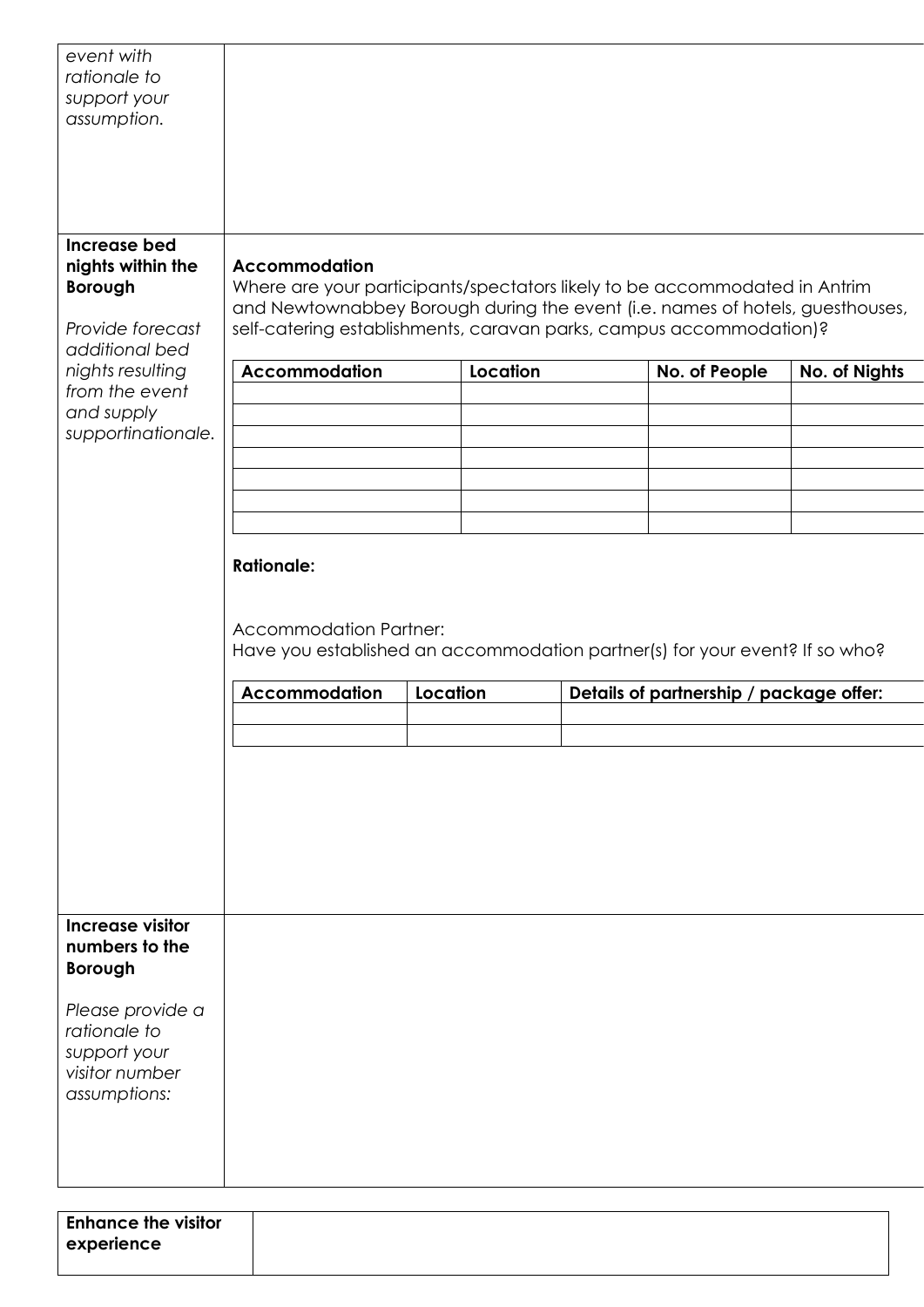| | |
|---|---|
| *event with rationale to support your assumption.* | |
| **Increase bed nights within the Borough**<br><br>*Provide forecast additional bed nights resulting from the event and supply supportinationale.* | **Accommodation**<br>Where are your participants/spectators likely to be accommodated in Antrim and Newtownabbey Borough during the event (i.e. names of hotels, guesthouses, self-catering establishments, caravan parks, campus accommodation)? |
| **Increase visitor numbers to the Borough**<br><br>*Please provide a rationale to support your visitor number assumptions:* | |

| Accommodation | Location | No. of People | No. of Nights |
|---|---|---|---|
| | | | |
| | | | |
| | | | |
| | | | |
| | | | |
| | | | |
| | | | |

**Rationale:**

Accommodation Partner:
Have you established an accommodation partner(s) for your event? If so who?

| Accommodation | Location | Details of partnership / package offer: |
|---|---|---|
| | | |
| | | |

| | |
|---|---|
| **Enhance the visitor experience** | |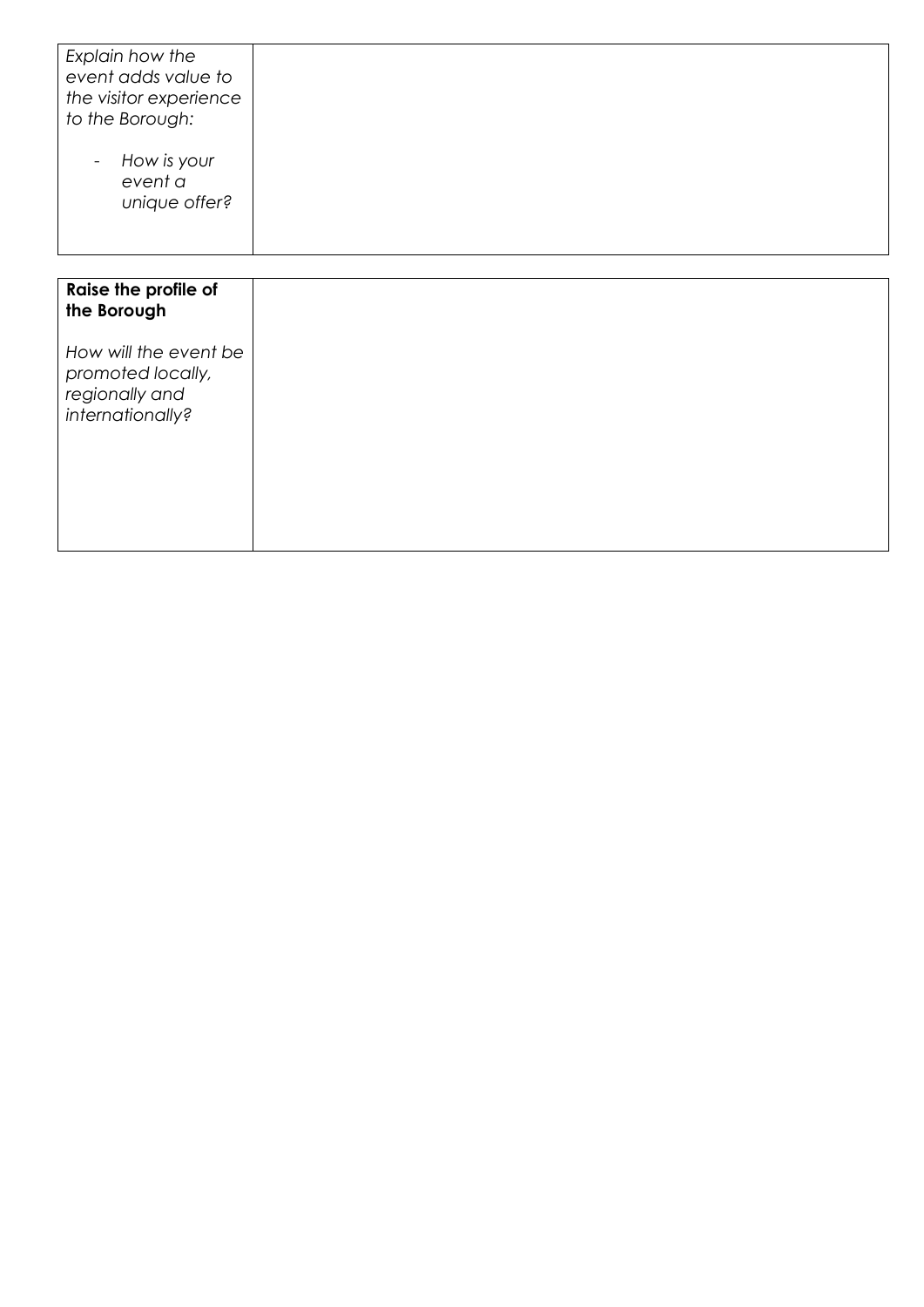| *Explain how the event adds value to the visitor experience to the Borough:*<br><br>- *How is your event a unique offer?* | |
|---|---|

| **Raise the profile of the Borough**<br><br>*How will the event be promoted locally, regionally and internationally?* | |
|---|---|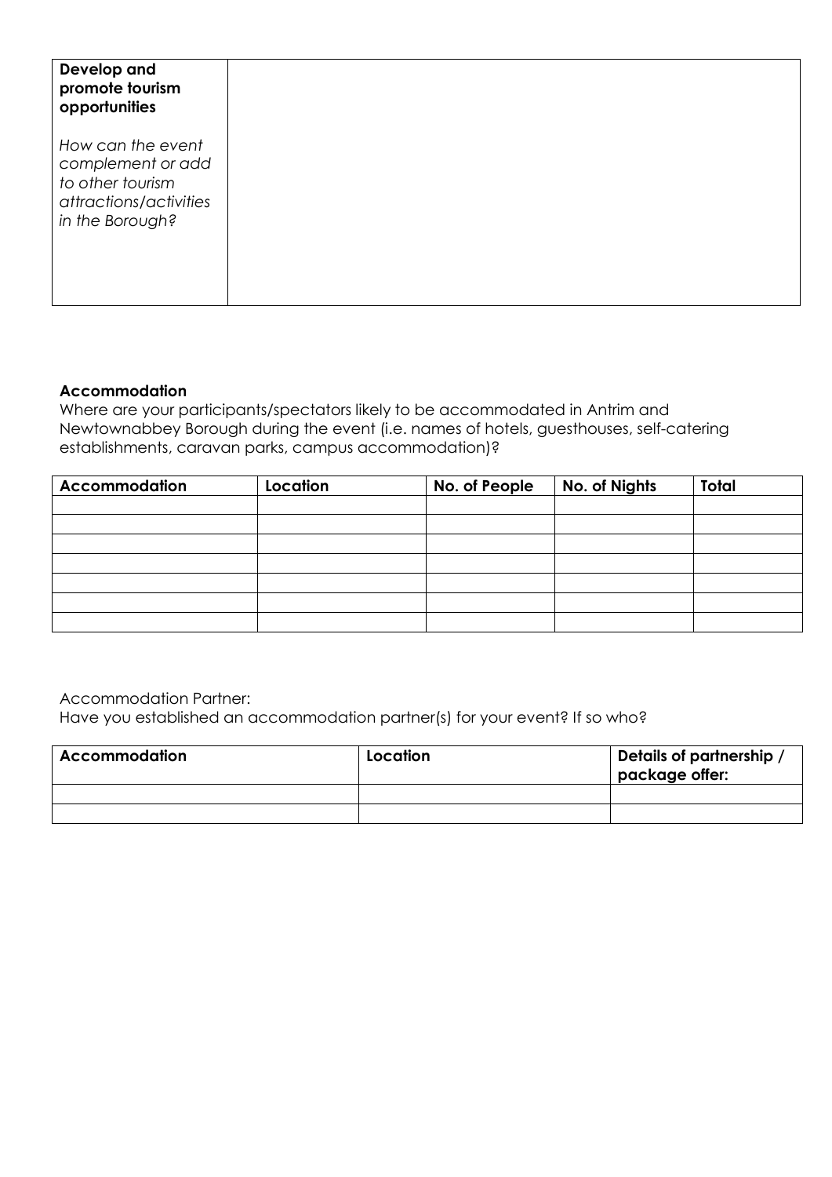| **Develop and promote tourism opportunities**<br><br>*How can the event complement or add to other tourism attractions/activities in the Borough?* | |
|---|---|

**Accommodation**

Where are your participants/spectators likely to be accommodated in Antrim and Newtownabbey Borough during the event (i.e. names of hotels, guesthouses, self-catering establishments, caravan parks, campus accommodation)?

| Accommodation | Location | No. of People | No. of Nights | Total |
|---|---|---|---|---|
| | | | | |
| | | | | |
| | | | | |
| | | | | |
| | | | | |
| | | | | |
| | | | | |

Accommodation Partner:

Have you established an accommodation partner(s) for your event? If so who?

| Accommodation | Location | Details of partnership / package offer: |
|---|---|---|
| | | |
| | | |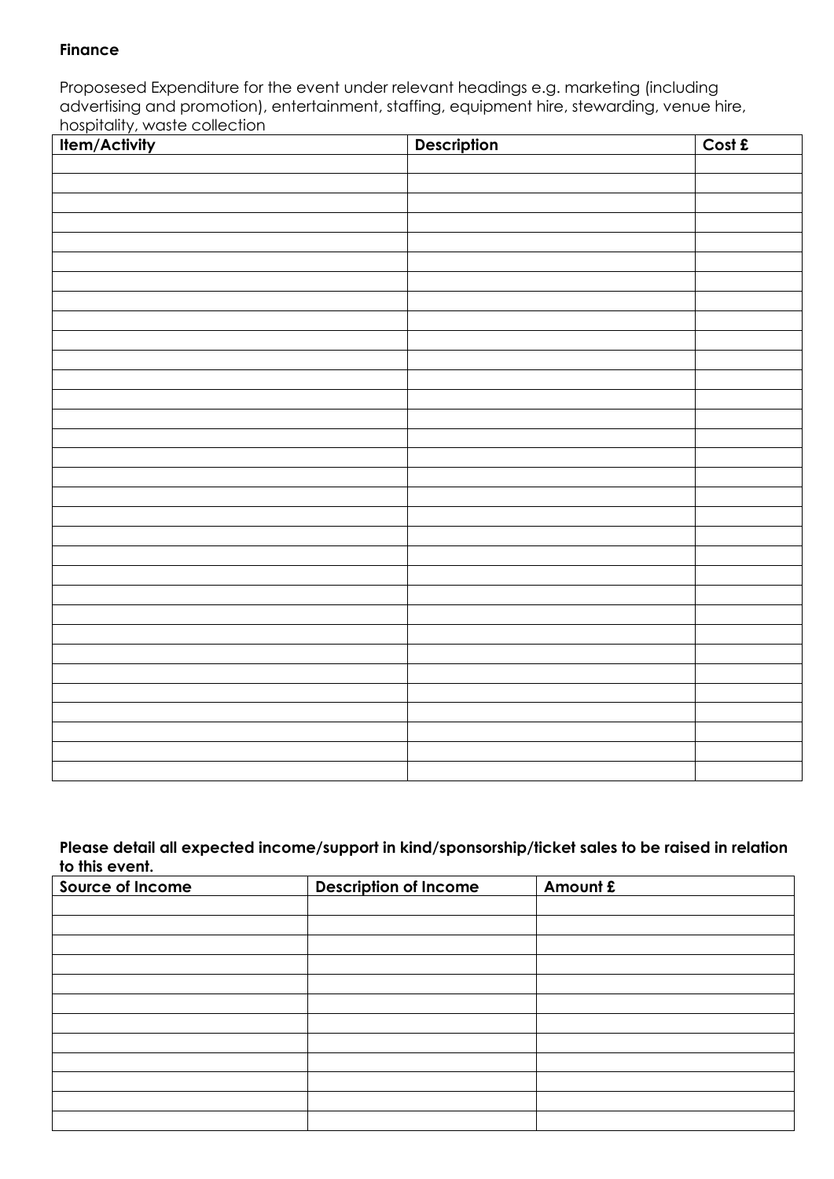**Finance**

Proposesed Expenditure for the event under relevant headings e.g. marketing (including advertising and promotion), entertainment, staffing, equipment hire, stewarding, venue hire, hospitality, waste collection

| Item/Activity | Description | Cost £ |
| --- | --- | --- |
| | | |
| | | |
| | | |
| | | |
| | | |
| | | |
| | | |
| | | |
| | | |
| | | |
| | | |
| | | |
| | | |
| | | |
| | | |
| | | |
| | | |
| | | |
| | | |
| | | |
| | | |
| | | |
| | | |
| | | |
| | | |
| | | |
| | | |
| | | |
| | | |
| | | |
| | | |
| | | |

**Please detail all expected income/support in kind/sponsorship/ticket sales to be raised in relation to this event.**

| Source of Income | Description of Income | Amount £ |
| --- | --- | --- |
| | | |
| | | |
| | | |
| | | |
| | | |
| | | |
| | | |
| | | |
| | | |
| | | |
| | | |
| | | |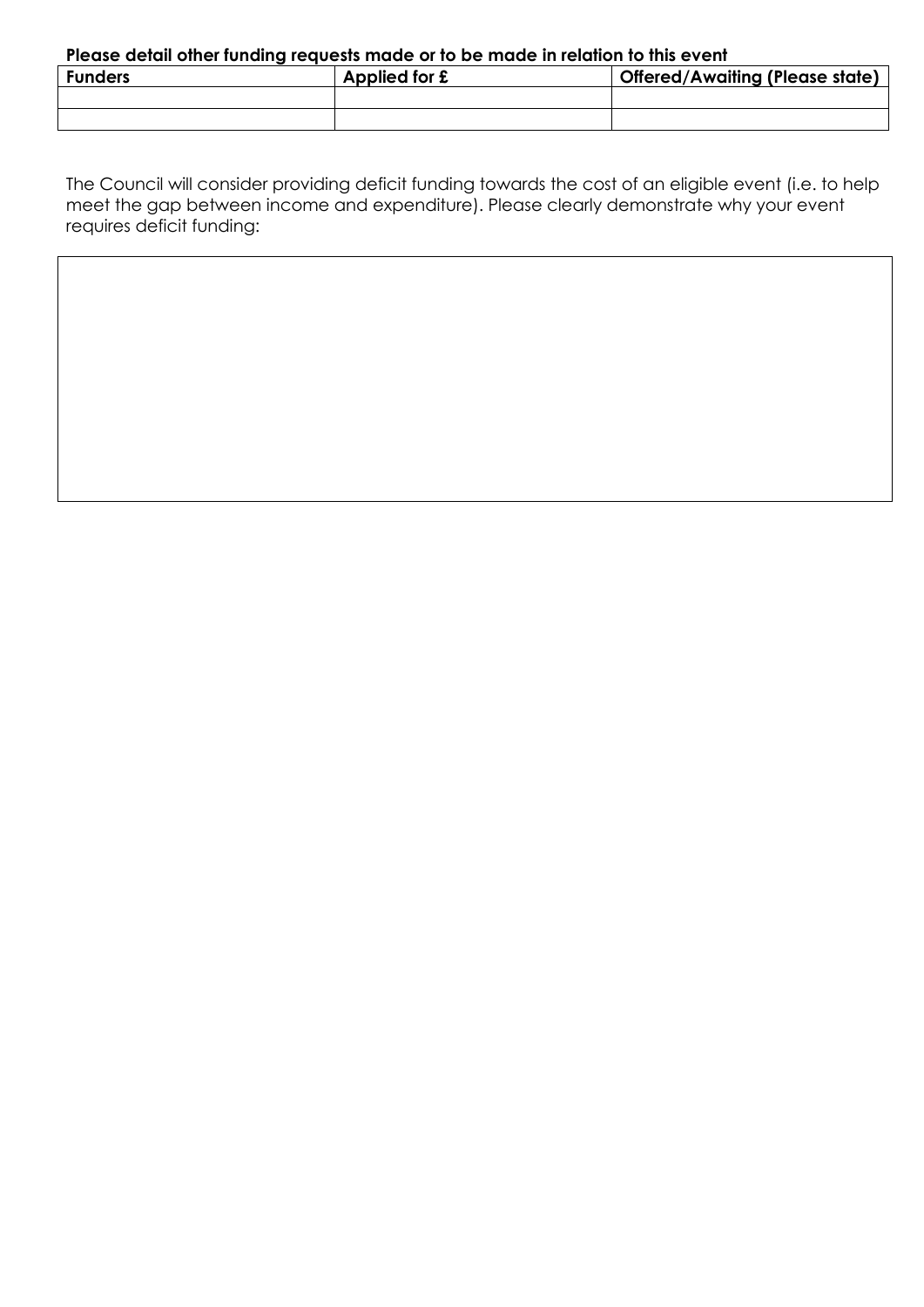**Please detail other funding requests made or to be made in relation to this event**

| Funders | Applied for £ | Offered/Awaiting (Please state) |
|---|---|---|
| | | |
| | | |

The Council will consider providing deficit funding towards the cost of an eligible event (i.e. to help meet the gap between income and expenditure). Please clearly demonstrate why your event requires deficit funding: